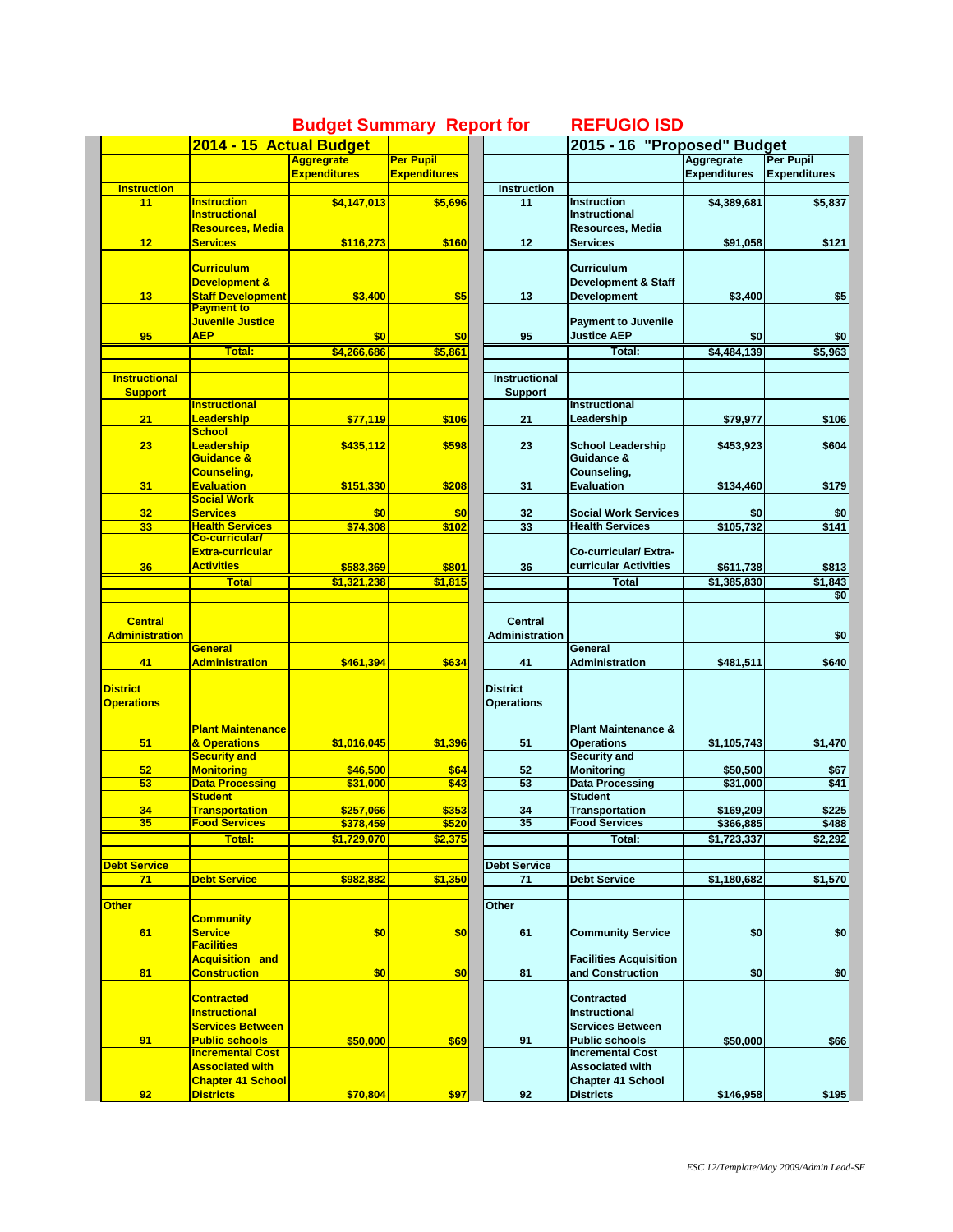# Budget Summary Report for REFUGIO ISD

| | 2014 - 15 Actual Budget | Aggregrate Expenditures | Per Pupil Expenditures | | 2015 - 16 "Proposed" Budget | Aggregrate Expenditures | Per Pupil Expenditures |
|---|---|---|---|---|---|---|---|
| **Instruction** | | | | **Instruction** | | | |
| 11 | Instruction | $4,147,013 | $5,696 | 11 | Instruction | $4,389,681 | $5,837 |
| 12 | Instructional Resources, Media Services | $116,273 | $160 | 12 | Instructional Resources, Media Services | $91,058 | $121 |
| 13 | Curriculum Development & Staff Development | $3,400 | $5 | 13 | Curriculum Development & Staff Development | $3,400 | $5 |
| 95 | Payment to Juvenile Justice AEP | $0 | $0 | 95 | Payment to Juvenile Justice AEP | $0 | $0 |
| | Total: | $4,266,686 | $5,861 | | Total: | $4,484,139 | $5,963 |
| **Instructional Support** | | | | **Instructional Support** | | | |
| 21 | Instructional Leadership | $77,119 | $106 | 21 | Instructional Leadership | $79,977 | $106 |
| 23 | School Leadership | $435,112 | $598 | 23 | School Leadership | $453,923 | $604 |
| 31 | Guidance & Counseling, Evaluation | $151,330 | $208 | 31 | Guidance & Counseling, Evaluation | $134,460 | $179 |
| 32 | Social Work Services | $0 | $0 | 32 | Social Work Services | $0 | $0 |
| 33 | Health Services | $74,308 | $102 | 33 | Health Services | $105,732 | $141 |
| 36 | Co-curricular/ Extra-curricular Activities | $583,369 | $801 | 36 | Co-curricular/ Extra-curricular Activities | $611,738 | $813 |
| | Total | $1,321,238 | $1,815 | | Total | $1,385,830 | $1,843 |
| | | | | | | | $0 |
| **Central Administration** | | | | **Central Administration** | | | $0 |
| 41 | General Administration | $461,394 | $634 | 41 | General Administration | $481,511 | $640 |
| **District Operations** | | | | **District Operations** | | | |
| 51 | Plant Maintenance & Operations | $1,016,045 | $1,396 | 51 | Plant Maintenance & Operations | $1,105,743 | $1,470 |
| 52 | Security and Monitoring | $46,500 | $64 | 52 | Security and Monitoring | $50,500 | $67 |
| 53 | Data Processing | $31,000 | $43 | 53 | Data Processing | $31,000 | $41 |
| 34 | Student Transportation | $257,066 | $353 | 34 | Student Transportation | $169,209 | $225 |
| 35 | Food Services | $378,459 | $520 | 35 | Food Services | $366,885 | $488 |
| | Total: | $1,729,070 | $2,375 | | Total: | $1,723,337 | $2,292 |
| **Debt Service** | | | | **Debt Service** | | | |
| 71 | Debt Service | $982,882 | $1,350 | 71 | Debt Service | $1,180,682 | $1,570 |
| **Other** | | | | **Other** | | | |
| 61 | Community Service | $0 | $0 | 61 | Community Service | $0 | $0 |
| 81 | Facilities Acquisition and Construction | $0 | $0 | 81 | Facilities Acquisition and Construction | $0 | $0 |
| 91 | Contracted Instructional Services Between Public schools | $50,000 | $69 | 91 | Contracted Instructional Services Between Public schools | $50,000 | $66 |
| 92 | Incremental Cost Associated with Chapter 41 School Districts | $70,804 | $97 | 92 | Incremental Cost Associated with Chapter 41 School Districts | $146,958 | $195 |

*ESC 12/Template/May 2009/Admin Lead-SF*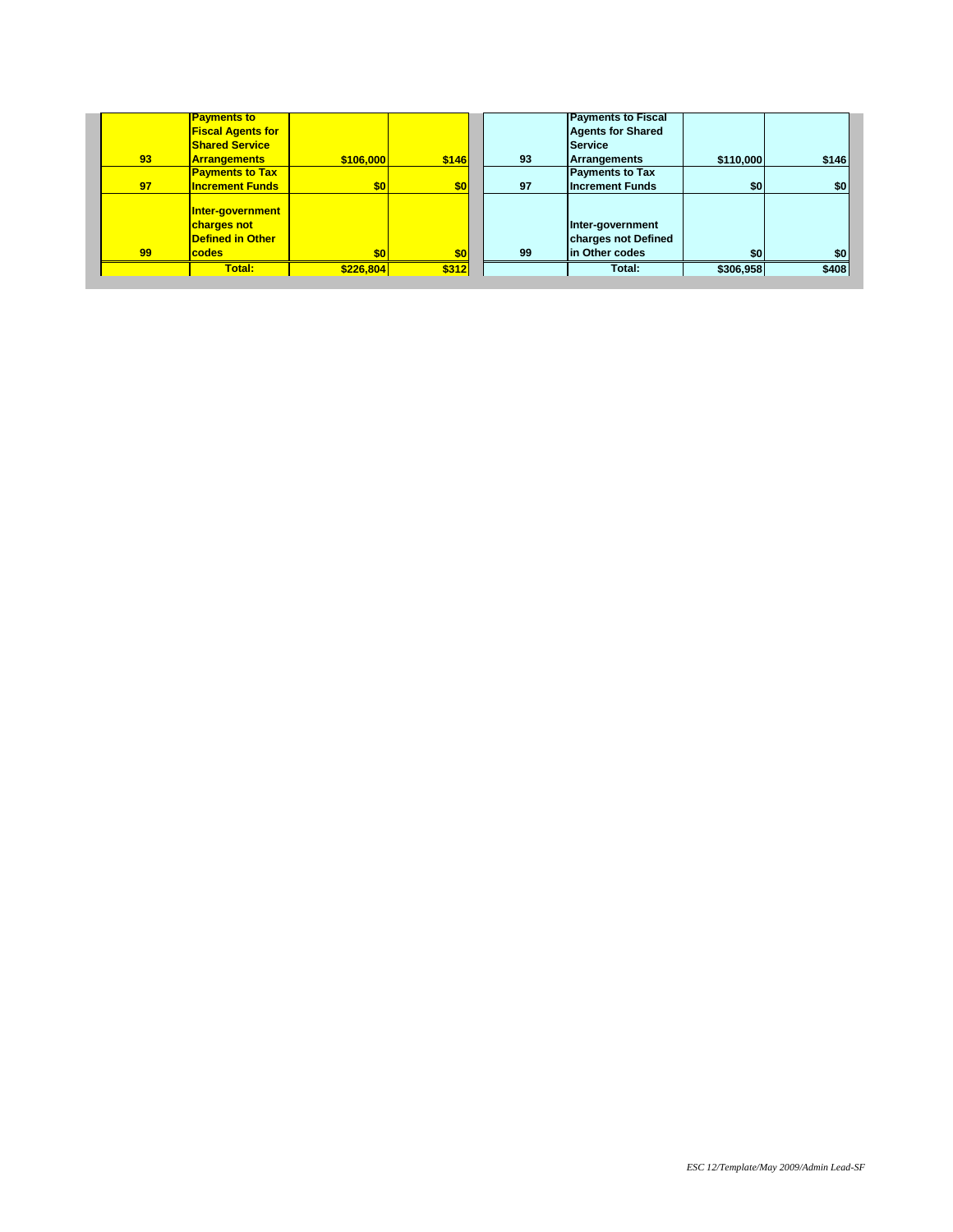| | | | | | | | |
|---|---|---|---|---|---|---|---|
| 93 | Payments to Fiscal Agents for Shared Service Arrangements | $106,000 | $146 | 93 | Payments to Fiscal Agents for Shared Service Arrangements | $110,000 | $146 |
| 97 | Payments to Tax Increment Funds | $0 | $0 | 97 | Payments to Tax Increment Funds | $0 | $0 |
| 99 | Inter-government charges not Defined in Other codes | $0 | $0 | 99 | Inter-government charges not Defined in Other codes | $0 | $0 |
| | Total: | $226,804 | $312 | | Total: | $306,958 | $408 |

*ESC 12/Template/May 2009/Admin Lead-SF*